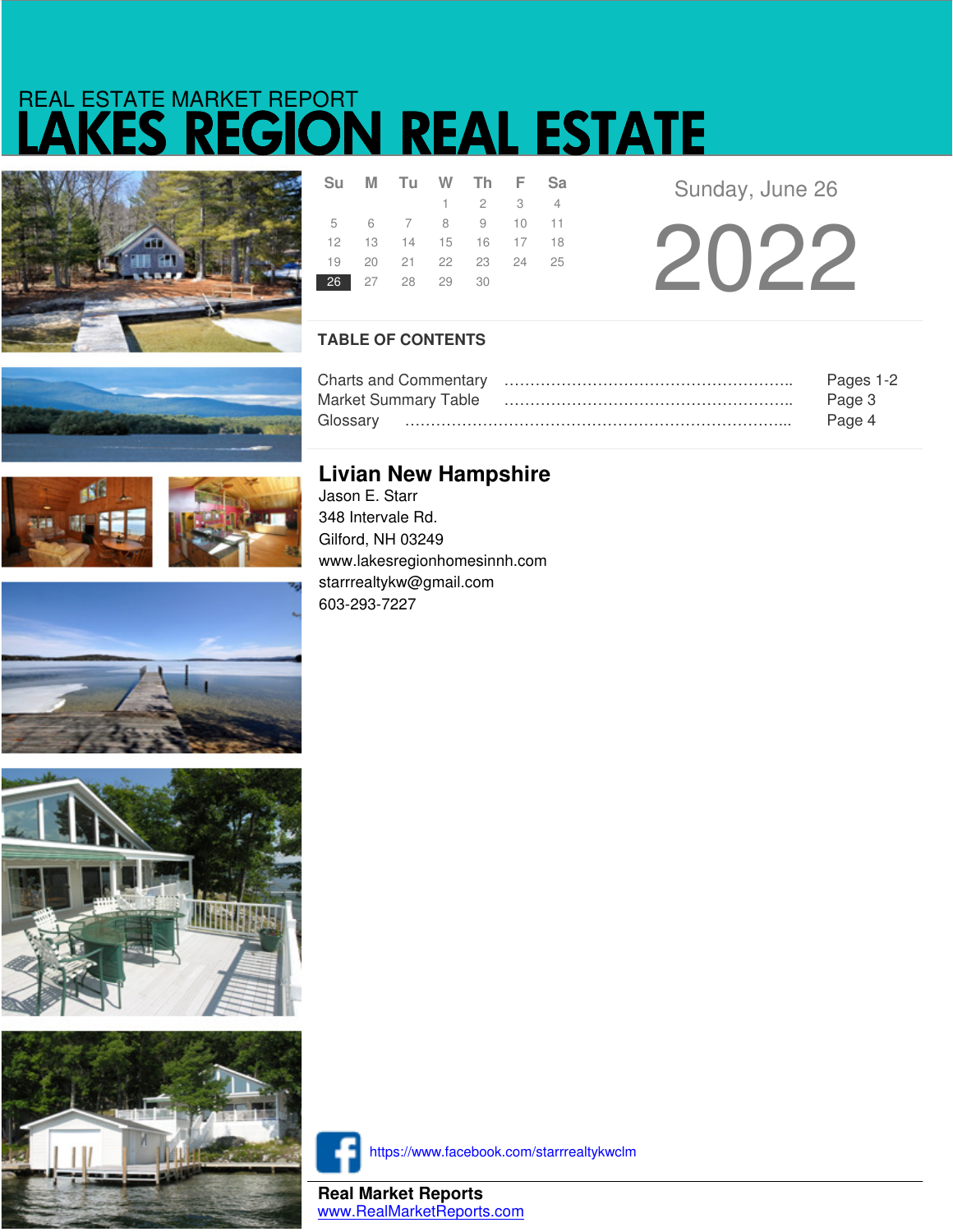REAL ESTATE MARKET REPORT

# LAKES REGION REAL ESTATE

| Su | M | Tu | W | Th | F | Sa |
|---|---|---|---|---|---|---|
| | | | 1 | 2 | 3 | 4 |
| 5 | 6 | 7 | 8 | 9 | 10 | 11 |
| 12 | 13 | 14 | 15 | 16 | 17 | 18 |
| 19 | 20 | 21 | 22 | 23 | 24 | 25 |
| 26 | 27 | 28 | 29 | 30 | | |

Sunday, June 26

2022

## TABLE OF CONTENTS

| | |
|---|---|
| Charts and Commentary | Pages 1-2 |
| Market Summary Table | Page 3 |
| Glossary | Page 4 |

## Livian New Hampshire

Jason E. Starr
348 Intervale Rd.
Gilford, NH 03249
www.lakesregionhomesinnh.com
starrrealtykw@gmail.com
603-293-7227

https://www.facebook.com/starrrealtykwclm

**Real Market Reports**
www.RealMarketReports.com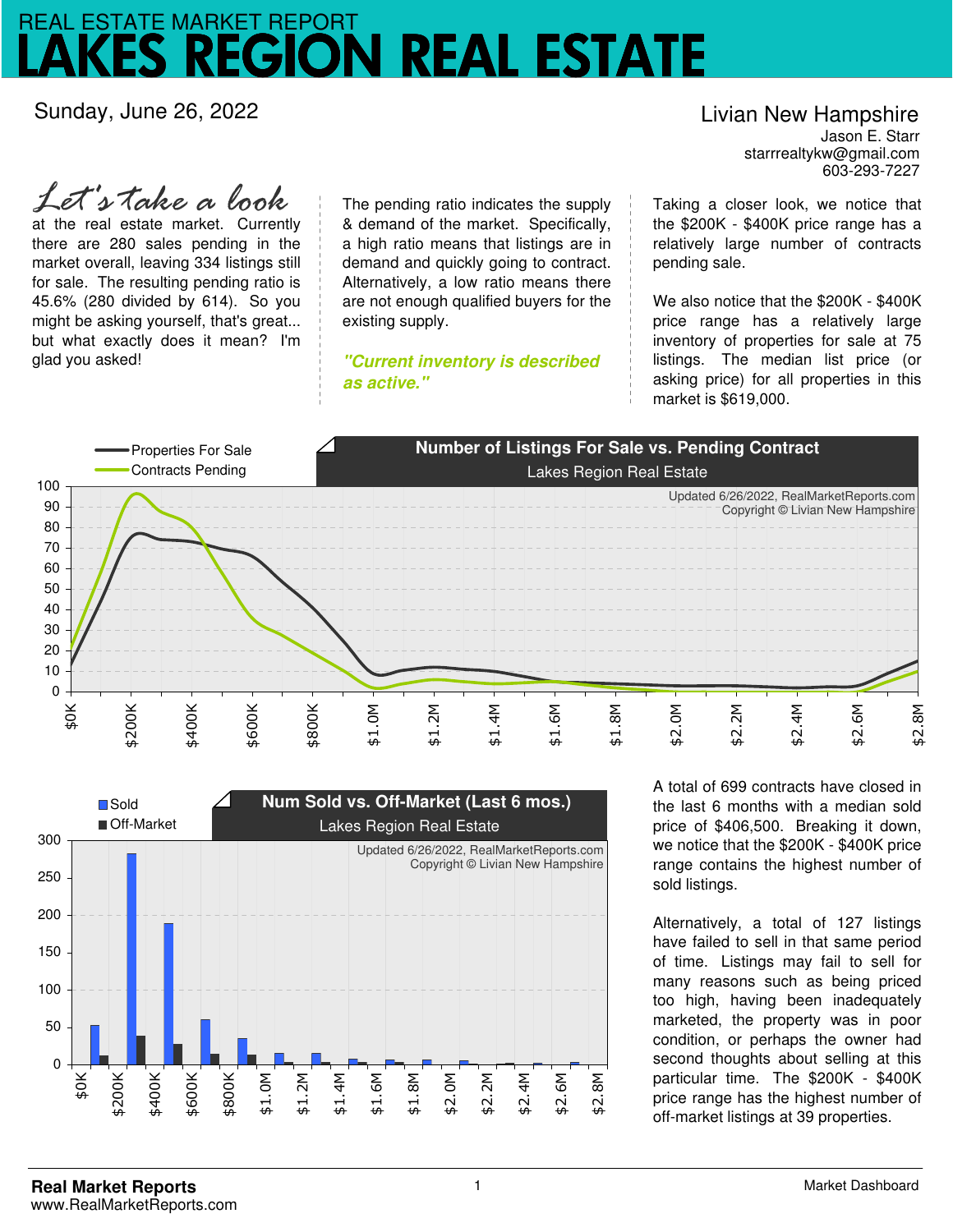REAL ESTATE MARKET REPORT

# LAKES REGION REAL ESTATE

Sunday, June 26, 2022

## Livian New Hampshire

Jason E. Starr
starrrealtykw@gmail.com
603-293-7227

*Let's take a look* at the real estate market. Currently there are 280 sales pending in the market overall, leaving 334 listings still for sale. The resulting pending ratio is 45.6% (280 divided by 614). So you might be asking yourself, that's great... but what exactly does it mean? I'm glad you asked!

The pending ratio indicates the supply & demand of the market. Specifically, a high ratio means that listings are in demand and quickly going to contract. Alternatively, a low ratio means there are not enough qualified buyers for the existing supply.

***"Current inventory is described as active."***

Taking a closer look, we notice that the $200K - $400K price range has a relatively large number of contracts pending sale.

We also notice that the $200K - $400K price range has a relatively large inventory of properties for sale at 75 listings. The median list price (or asking price) for all properties in this market is $619,000.

**Number of Listings For Sale vs. Pending Contract**
Lakes Region Real Estate

Properties For Sale
Contracts Pending

Updated 6/26/2022, RealMarketReports.com
Copyright © Livian New Hampshire

0 10 20 30 40 50 60 70 80 90 100

$0K $200K $400K $600K $800K $1.0M $1.2M $1.4M $1.6M $1.8M $2.0M $2.2M $2.4M $2.6M $2.8M

**Num Sold vs. Off-Market (Last 6 mos.)**
Lakes Region Real Estate

Sold
Off-Market

Updated 6/26/2022, RealMarketReports.com
Copyright © Livian New Hampshire

0 50 100 150 200 250 300

$0K $200K $400K $600K $800K $1.0M $1.2M $1.4M $1.6M $1.8M $2.0M $2.2M $2.4M $2.6M $2.8M

A total of 699 contracts have closed in the last 6 months with a median sold price of $406,500. Breaking it down, we notice that the $200K - $400K price range contains the highest number of sold listings.

Alternatively, a total of 127 listings have failed to sell in that same period of time. Listings may fail to sell for many reasons such as being priced too high, having been inadequately marketed, the property was in poor condition, or perhaps the owner had second thoughts about selling at this particular time. The $200K - $400K price range has the highest number of off-market listings at 39 properties.

**Real Market Reports**
www.RealMarketReports.com

Market Dashboard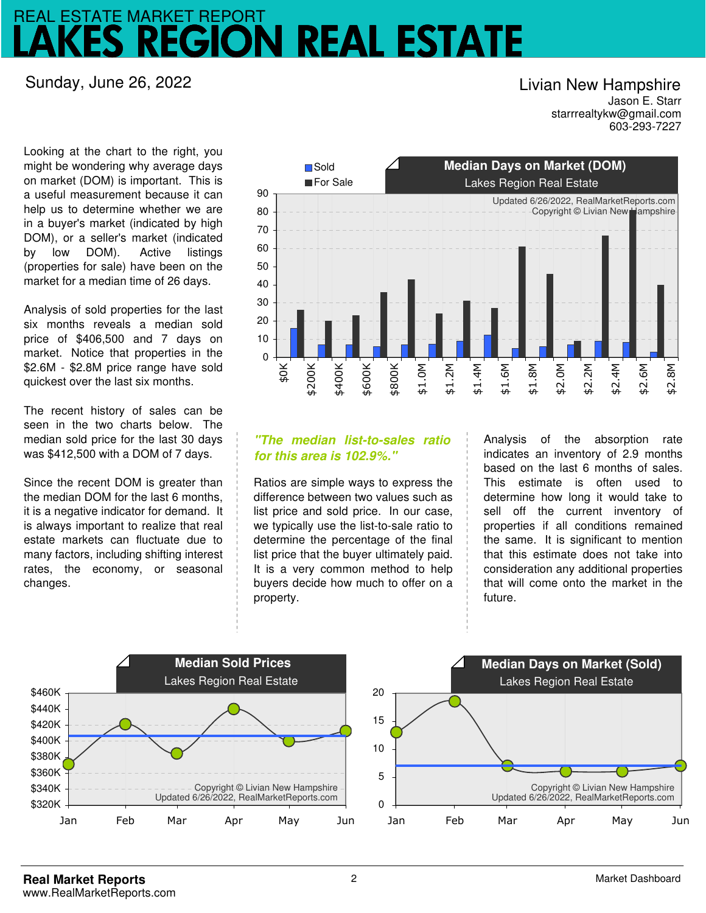# REAL ESTATE MARKET REPORT
# LAKES REGION REAL ESTATE

Sunday, June 26, 2022

Livian New Hampshire
Jason E. Starr
starrrealtykw@gmail.com
603-293-7227

Looking at the chart to the right, you might be wondering why average days on market (DOM) is important. This is a useful measurement because it can help us to determine whether we are in a buyer's market (indicated by high DOM), or a seller's market (indicated by low DOM). Active listings (properties for sale) have been on the market for a median time of 26 days.

Analysis of sold properties for the last six months reveals a median sold price of $406,500 and 7 days on market. Notice that properties in the $2.6M - $2.8M price range have sold quickest over the last six months.

The recent history of sales can be seen in the two charts below. The median sold price for the last 30 days was $412,500 with a DOM of 7 days.

Since the recent DOM is greater than the median DOM for the last 6 months, it is a negative indicator for demand. It is always important to realize that real estate markets can fluctuate due to many factors, including shifting interest rates, the economy, or seasonal changes.

**Median Days on Market (DOM)**
Lakes Region Real Estate
Sold
For Sale
Updated 6/26/2022, RealMarketReports.com
Copyright © Livian New Hampshire
90
80
70
60
50
40
30
20
10
0
$0K
$200K
$400K
$600K
$800K
$1.0M
$1.2M
$1.4M
$1.6M
$1.8M
$2.0M
$2.2M
$2.4M
$2.6M
$2.8M

*"The median list-to-sales ratio for this area is 102.9%."*

Ratios are simple ways to express the difference between two values such as list price and sold price. In our case, we typically use the list-to-sale ratio to determine the percentage of the final list price that the buyer ultimately paid. It is a very common method to help buyers decide how much to offer on a property.

Analysis of the absorption rate indicates an inventory of 2.9 months based on the last 6 months of sales. This estimate is often used to determine how long it would take to sell off the current inventory of properties if all conditions remained the same. It is significant to mention that this estimate does not take into consideration any additional properties that will come onto the market in the future.

**Median Sold Prices**
Lakes Region Real Estate
$460K
$440K
$420K
$400K
$380K
$360K
$340K
$320K
Jan
Feb
Mar
Apr
May
Jun
Copyright © Livian New Hampshire
Updated 6/26/2022, RealMarketReports.com

**Median Days on Market (Sold)**
Lakes Region Real Estate
20
15
10
5
0
Jan
Feb
Mar
Apr
May
Jun
Copyright © Livian New Hampshire
Updated 6/26/2022, RealMarketReports.com

**Real Market Reports**
www.RealMarketReports.com

Market Dashboard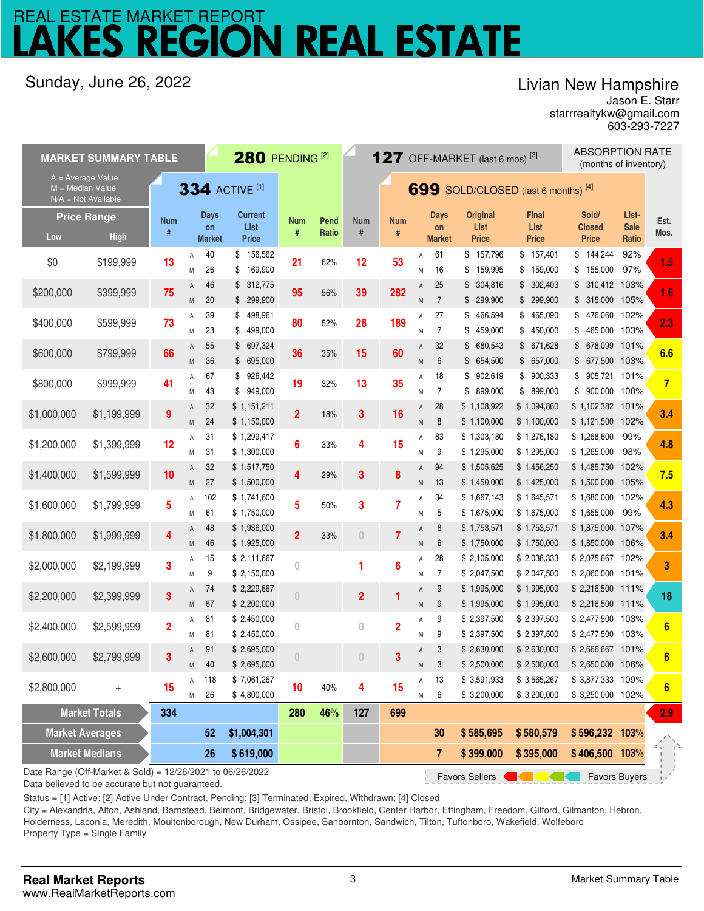# REAL ESTATE MARKET REPORT
# LAKES REGION REAL ESTATE

Sunday, June 26, 2022

Livian New Hampshire
Jason E. Starr
starrrealtykw@gmail.com
603-293-7227

| MARKET SUMMARY TABLE | | 334 ACTIVE [1] | | | 280 PENDING [2] | | 127 OFF-MARKET (last 6 mos) [3] | 699 SOLD/CLOSED (last 6 months) [4] | | | | | | | ABSORPTION RATE (months of inventory) |
|---|---|---|---|---|---|---|---|---|---|---|---|---|---|---|---|
| A = Average Value, M = Median Value, N/A = Not Available | | | | | | | | | | | | | | | |
| Price Range Low | High | Num # | Days on Market | Current List Price | Num # | Pend Ratio | Num # | Num # | | Days on Market | Original List Price | Final List Price | Sold/ Closed Price | List-Sale Ratio | Est. Mos. |
| $0 | $199,999 | 13 | A 40 | $ 156,562 | 21 | 62% | 12 | 53 | A | 61 | $ 157,796 | $ 157,401 | $ 144,244 | 92% | 1.5 |
| | | | M 26 | $ 169,900 | | | | | M | 16 | $ 159,995 | $ 159,000 | $ 155,000 | 97% | |
| $200,000 | $399,999 | 75 | A 46 | $ 312,775 | 95 | 56% | 39 | 282 | A | 25 | $ 304,816 | $ 302,403 | $ 310,412 | 103% | 1.6 |
| | | | M 20 | $ 299,900 | | | | | M | 7 | $ 299,900 | $ 299,900 | $ 315,000 | 105% | |
| $400,000 | $599,999 | 73 | A 39 | $ 498,961 | 80 | 52% | 28 | 189 | A | 27 | $ 466,594 | $ 465,090 | $ 476,060 | 102% | 2.3 |
| | | | M 23 | $ 499,000 | | | | | M | 7 | $ 459,000 | $ 450,000 | $ 465,000 | 103% | |
| $600,000 | $799,999 | 66 | A 55 | $ 697,324 | 36 | 35% | 15 | 60 | A | 32 | $ 680,543 | $ 671,628 | $ 678,099 | 101% | 6.6 |
| | | | M 36 | $ 695,000 | | | | | M | 6 | $ 654,500 | $ 657,000 | $ 677,500 | 103% | |
| $800,000 | $999,999 | 41 | A 67 | $ 926,442 | 19 | 32% | 13 | 35 | A | 18 | $ 902,619 | $ 900,333 | $ 905,721 | 101% | 7 |
| | | | M 43 | $ 949,000 | | | | | M | 7 | $ 899,000 | $ 899,000 | $ 900,000 | 100% | |
| $1,000,000 | $1,199,999 | 9 | A 32 | $ 1,151,211 | 2 | 18% | 3 | 16 | A | 28 | $ 1,108,922 | $ 1,094,860 | $ 1,102,382 | 101% | 3.4 |
| | | | M 24 | $ 1,150,000 | | | | | M | 8 | $ 1,100,000 | $ 1,100,000 | $ 1,121,500 | 102% | |
| $1,200,000 | $1,399,999 | 12 | A 31 | $ 1,299,417 | 6 | 33% | 4 | 15 | A | 83 | $ 1,303,180 | $ 1,276,180 | $ 1,268,600 | 99% | 4.8 |
| | | | M 31 | $ 1,300,000 | | | | | M | 9 | $ 1,295,000 | $ 1,295,000 | $ 1,265,000 | 98% | |
| $1,400,000 | $1,599,999 | 10 | A 32 | $ 1,517,750 | 4 | 29% | 3 | 8 | A | 94 | $ 1,505,625 | $ 1,456,250 | $ 1,485,750 | 102% | 7.5 |
| | | | M 27 | $ 1,500,000 | | | | | M | 13 | $ 1,450,000 | $ 1,425,000 | $ 1,500,000 | 105% | |
| $1,600,000 | $1,799,999 | 5 | A 102 | $ 1,741,600 | 5 | 50% | 3 | 7 | A | 34 | $ 1,667,143 | $ 1,645,571 | $ 1,680,000 | 102% | 4.3 |
| | | | M 61 | $ 1,750,000 | | | | | M | 5 | $ 1,675,000 | $ 1,675,000 | $ 1,655,000 | 99% | |
| $1,800,000 | $1,999,999 | 4 | A 48 | $ 1,936,000 | 2 | 33% | 0 | 7 | A | 8 | $ 1,753,571 | $ 1,753,571 | $ 1,875,000 | 107% | 3.4 |
| | | | M 46 | $ 1,925,000 | | | | | M | 6 | $ 1,750,000 | $ 1,750,000 | $ 1,850,000 | 106% | |
| $2,000,000 | $2,199,999 | 3 | A 15 | $ 2,111,667 | 0 | | 1 | 6 | A | 28 | $ 2,105,000 | $ 2,038,333 | $ 2,075,667 | 102% | 3 |
| | | | M 9 | $ 2,150,000 | | | | | M | 7 | $ 2,047,500 | $ 2,047,500 | $ 2,060,000 | 101% | |
| $2,200,000 | $2,399,999 | 3 | A 74 | $ 2,229,667 | 0 | | 2 | 1 | A | 9 | $ 1,995,000 | $ 1,995,000 | $ 2,216,500 | 111% | 18 |
| | | | M 67 | $ 2,200,000 | | | | | M | 9 | $ 1,995,000 | $ 1,995,000 | $ 2,216,500 | 111% | |
| $2,400,000 | $2,599,999 | 2 | A 81 | $ 2,450,000 | 0 | | 0 | 2 | A | 9 | $ 2,397,500 | $ 2,397,500 | $ 2,477,500 | 103% | 6 |
| | | | M 81 | $ 2,450,000 | | | | | M | 9 | $ 2,397,500 | $ 2,397,500 | $ 2,477,500 | 103% | |
| $2,600,000 | $2,799,999 | 3 | A 91 | $ 2,695,000 | 0 | | 0 | 3 | A | 3 | $ 2,630,000 | $ 2,630,000 | $ 2,666,667 | 101% | 6 |
| | | | M 40 | $ 2,695,000 | | | | | M | 3 | $ 2,500,000 | $ 2,500,000 | $ 2,650,000 | 106% | |
| $2,800,000 | + | 15 | A 118 | $ 7,061,267 | 10 | 40% | 4 | 15 | A | 13 | $ 3,591,933 | $ 3,565,267 | $ 3,877,333 | 109% | 6 |
| | | | M 26 | $ 4,800,000 | | | | | M | 6 | $ 3,200,000 | $ 3,200,000 | $ 3,250,000 | 102% | |
| Market Totals | | 334 | | | 280 | 46% | 127 | 699 | | | | | | | 2.9 |
| Market Averages | | | 52 | $1,004,301 | | | | | | 30 | $ 585,695 | $ 580,579 | $ 596,232 | 103% | |
| Market Medians | | | 26 | $ 619,000 | | | | | | 7 | $ 399,000 | $ 395,000 | $ 406,500 | 103% | |

Date Range (Off-Market & Sold) = 12/26/2021 to 06/26/2022
Data believed to be accurate but not guaranteed.

Favors Sellers ← → Favors Buyers

Status = [1] Active; [2] Active Under Contract, Pending; [3] Terminated, Expired, Withdrawn; [4] Closed
City = Alexandria, Alton, Ashland, Barnstead, Belmont, Bridgewater, Bristol, Center Harbor, Effingham, Freedom, Gilford, Gilmanton, Hebron, Holderness, Laconia, Meredith, Moultonborough, New Durham, Ossipee, Sanbornton, Sandwich, Tilton, Tuftonboro, Wakefield, Wolfeboro
Property Type = Single Family

**Real Market Reports**
www.RealMarketReports.com

Market Summary Table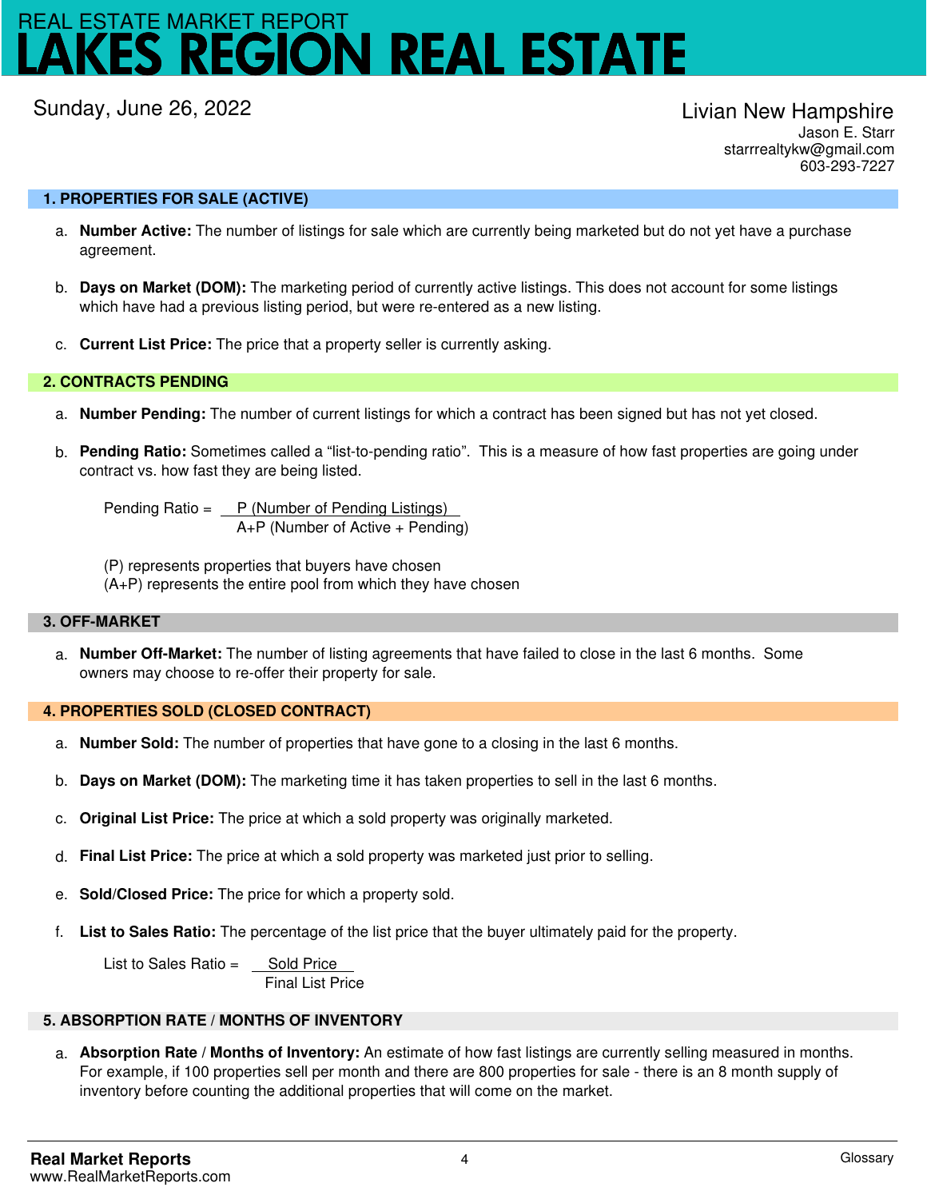REAL ESTATE MARKET REPORT

# LAKES REGION REAL ESTATE

Sunday, June 26, 2022

Livian New Hampshire
Jason E. Starr
starrrealtykw@gmail.com
603-293-7227

## 1. PROPERTIES FOR SALE (ACTIVE)

a. **Number Active:** The number of listings for sale which are currently being marketed but do not yet have a purchase agreement.

b. **Days on Market (DOM):** The marketing period of currently active listings. This does not account for some listings which have had a previous listing period, but were re-entered as a new listing.

c. **Current List Price:** The price that a property seller is currently asking.

## 2. CONTRACTS PENDING

a. **Number Pending:** The number of current listings for which a contract has been signed but has not yet closed.

b. **Pending Ratio:** Sometimes called a "list-to-pending ratio". This is a measure of how fast properties are going under contract vs. how fast they are being listed.

$$\text{Pending Ratio} = \frac{\text{P (Number of Pending Listings)}}{\text{A+P (Number of Active + Pending)}}$$

(P) represents properties that buyers have chosen
(A+P) represents the entire pool from which they have chosen

## 3. OFF-MARKET

a. **Number Off-Market:** The number of listing agreements that have failed to close in the last 6 months. Some owners may choose to re-offer their property for sale.

## 4. PROPERTIES SOLD (CLOSED CONTRACT)

a. **Number Sold:** The number of properties that have gone to a closing in the last 6 months.

b. **Days on Market (DOM):** The marketing time it has taken properties to sell in the last 6 months.

c. **Original List Price:** The price at which a sold property was originally marketed.

d. **Final List Price:** The price at which a sold property was marketed just prior to selling.

e. **Sold/Closed Price:** The price for which a property sold.

f. **List to Sales Ratio:** The percentage of the list price that the buyer ultimately paid for the property.

$$\text{List to Sales Ratio} = \frac{\text{Sold Price}}{\text{Final List Price}}$$

## 5. ABSORPTION RATE / MONTHS OF INVENTORY

a. **Absorption Rate / Months of Inventory:** An estimate of how fast listings are currently selling measured in months. For example, if 100 properties sell per month and there are 800 properties for sale - there is an 8 month supply of inventory before counting the additional properties that will come on the market.